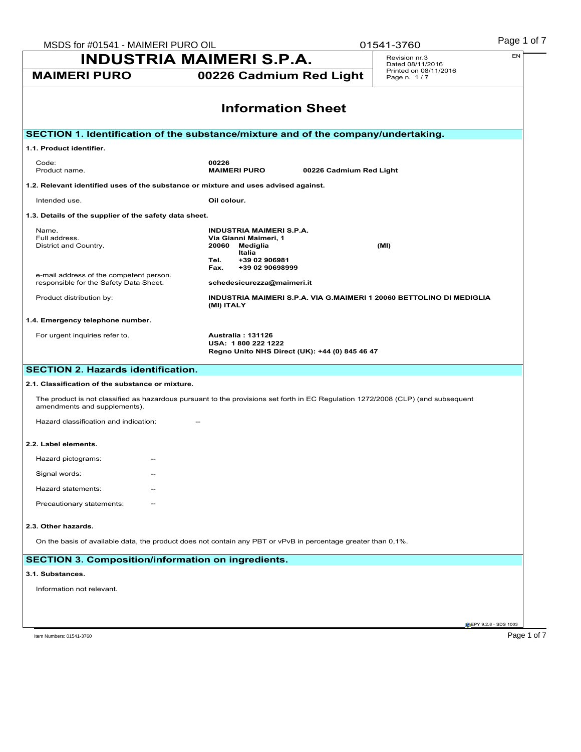# INDUSTRIA MAIMERI S.P.A.

**MAIMERI PURO** **00226 Cadmium Red Light**

Revision nr.3
Dated 08/11/2016
Printed on 08/11/2016
Page n. 1 / 7

EN

## Information Sheet

## SECTION 1. Identification of the substance/mixture and of the company/undertaking.

### 1.1. Product identifier.

| | |
|---|---|
| Code: | **00226** |
| Product name. | **MAIMERI PURO 00226 Cadmium Red Light** |

### 1.2. Relevant identified uses of the substance or mixture and uses advised against.

| | |
|---|---|
| Intended use. | **Oil colour.** |

### 1.3. Details of the supplier of the safety data sheet.

| | |
|---|---|
| Name. | **INDUSTRIA MAIMERI S.P.A.** |
| Full address. | **Via Gianni Maimeri, 1** |
| District and Country. | **20060 Mediglia (MI)**<br>**Italia**<br>**Tel. +39 02 906981**<br>**Fax. +39 02 90698999** |
| e-mail address of the competent person.<br>responsible for the Safety Data Sheet. | **schedesicurezza@maimeri.it** |
| Product distribution by: | **INDUSTRIA MAIMERI S.P.A. VIA G.MAIMERI 1 20060 BETTOLINO DI MEDIGLIA (MI) ITALY** |

### 1.4. Emergency telephone number.

| | |
|---|---|
| For urgent inquiries refer to. | **Australia : 131126**<br>**USA: 1 800 222 1222**<br>**Regno Unito NHS Direct (UK): +44 (0) 845 46 47** |

## SECTION 2. Hazards identification.

### 2.1. Classification of the substance or mixture.

The product is not classified as hazardous pursuant to the provisions set forth in EC Regulation 1272/2008 (CLP) (and subsequent amendments and supplements).

Hazard classification and indication: --

### 2.2. Label elements.

Hazard pictograms: --

Signal words: --

Hazard statements: --

Precautionary statements: --

### 2.3. Other hazards.

On the basis of available data, the product does not contain any PBT or vPvB in percentage greater than 0,1%.

## SECTION 3. Composition/information on ingredients.

### 3.1. Substances.

Information not relevant.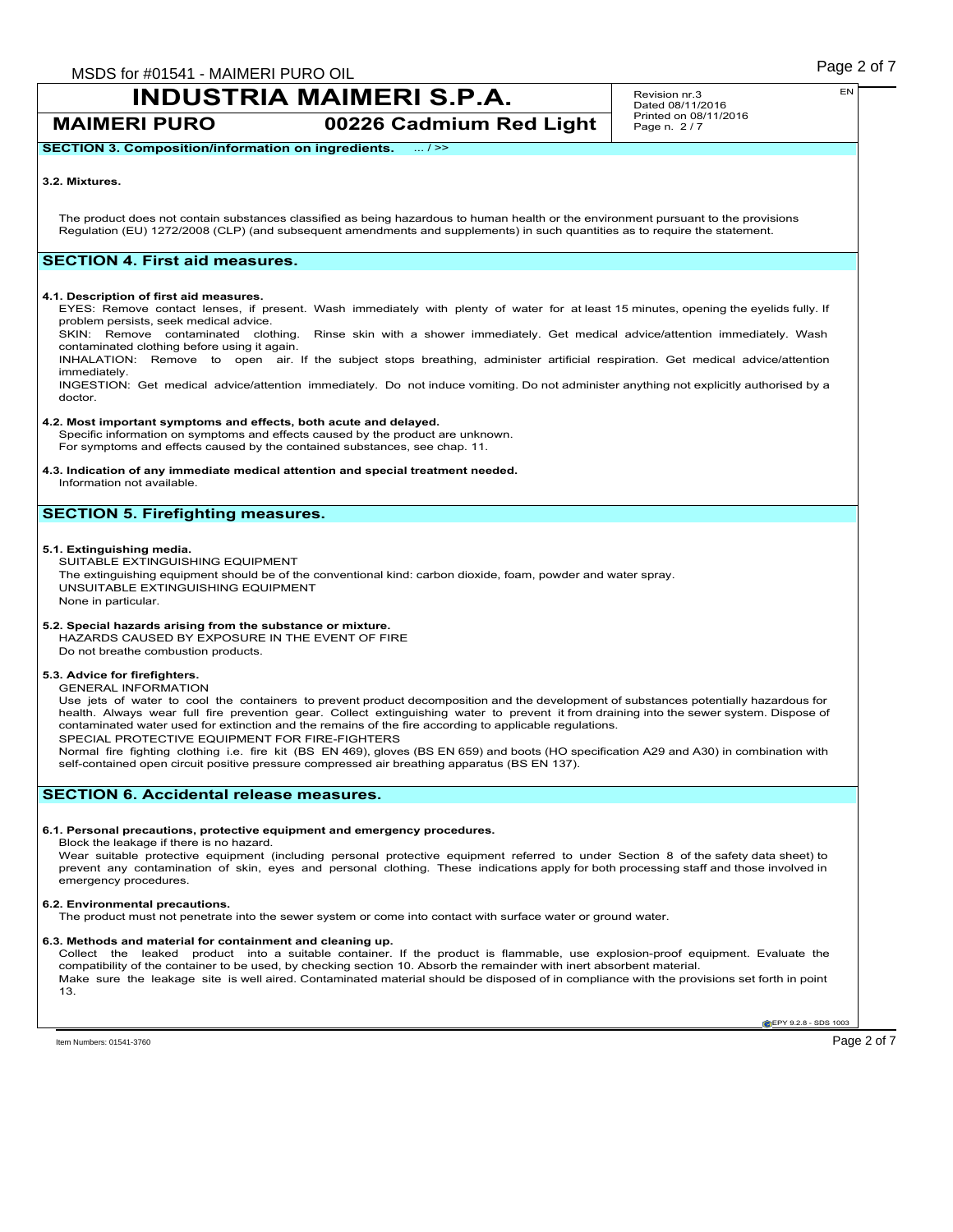## SECTION 3. Composition/information on ingredients. ... / >>

### 3.2. Mixtures.

The product does not contain substances classified as being hazardous to human health or the environment pursuant to the provisions Regulation (EU) 1272/2008 (CLP) (and subsequent amendments and supplements) in such quantities as to require the statement.

## SECTION 4. First aid measures.

### 4.1. Description of first aid measures.

EYES: Remove contact lenses, if present. Wash immediately with plenty of water for at least 15 minutes, opening the eyelids fully. If problem persists, seek medical advice.

SKIN: Remove contaminated clothing. Rinse skin with a shower immediately. Get medical advice/attention immediately. Wash contaminated clothing before using it again.

INHALATION: Remove to open air. If the subject stops breathing, administer artificial respiration. Get medical advice/attention immediately.

INGESTION: Get medical advice/attention immediately. Do not induce vomiting. Do not administer anything not explicitly authorised by a doctor.

### 4.2. Most important symptoms and effects, both acute and delayed.

Specific information on symptoms and effects caused by the product are unknown.
For symptoms and effects caused by the contained substances, see chap. 11.

### 4.3. Indication of any immediate medical attention and special treatment needed.

Information not available.

## SECTION 5. Firefighting measures.

### 5.1. Extinguishing media.

SUITABLE EXTINGUISHING EQUIPMENT
The extinguishing equipment should be of the conventional kind: carbon dioxide, foam, powder and water spray.
UNSUITABLE EXTINGUISHING EQUIPMENT
None in particular.

### 5.2. Special hazards arising from the substance or mixture.

HAZARDS CAUSED BY EXPOSURE IN THE EVENT OF FIRE
Do not breathe combustion products.

### 5.3. Advice for firefighters.

GENERAL INFORMATION
Use jets of water to cool the containers to prevent product decomposition and the development of substances potentially hazardous for health. Always wear full fire prevention gear. Collect extinguishing water to prevent it from draining into the sewer system. Dispose of contaminated water used for extinction and the remains of the fire according to applicable regulations.
SPECIAL PROTECTIVE EQUIPMENT FOR FIRE-FIGHTERS
Normal fire fighting clothing i.e. fire kit (BS EN 469), gloves (BS EN 659) and boots (HO specification A29 and A30) in combination with self-contained open circuit positive pressure compressed air breathing apparatus (BS EN 137).

## SECTION 6. Accidental release measures.

### 6.1. Personal precautions, protective equipment and emergency procedures.

Block the leakage if there is no hazard.
Wear suitable protective equipment (including personal protective equipment referred to under Section 8 of the safety data sheet) to prevent any contamination of skin, eyes and personal clothing. These indications apply for both processing staff and those involved in emergency procedures.

### 6.2. Environmental precautions.

The product must not penetrate into the sewer system or come into contact with surface water or ground water.

### 6.3. Methods and material for containment and cleaning up.

Collect the leaked product into a suitable container. If the product is flammable, use explosion-proof equipment. Evaluate the compatibility of the container to be used, by checking section 10. Absorb the remainder with inert absorbent material.
Make sure the leakage site is well aired. Contaminated material should be disposed of in compliance with the provisions set forth in point 13.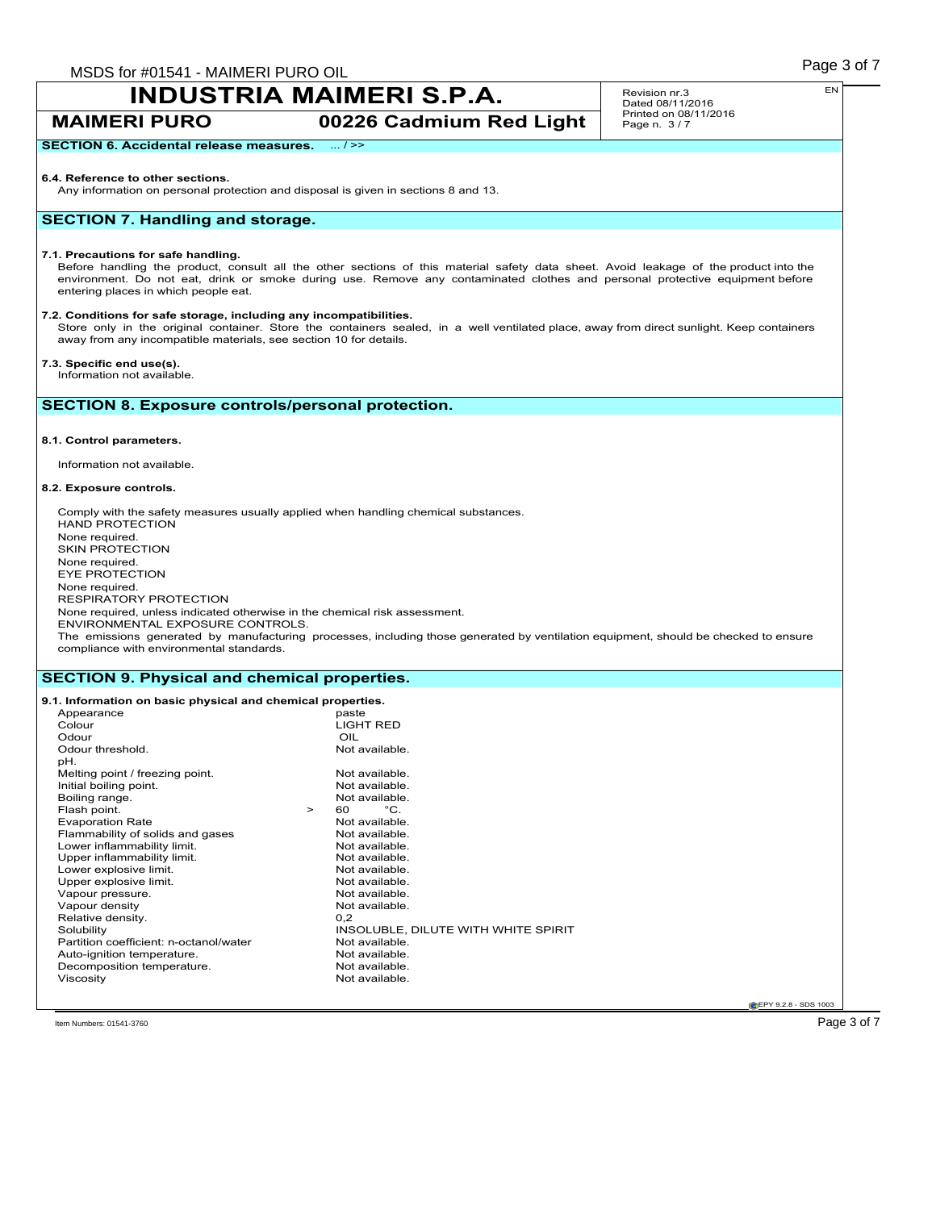**SECTION 6. Accidental release measures.** ... / >>

**6.4. Reference to other sections.**

Any information on personal protection and disposal is given in sections 8 and 13.

## SECTION 7. Handling and storage.

**7.1. Precautions for safe handling.**

Before handling the product, consult all the other sections of this material safety data sheet. Avoid leakage of the product into the environment. Do not eat, drink or smoke during use. Remove any contaminated clothes and personal protective equipment before entering places in which people eat.

**7.2. Conditions for safe storage, including any incompatibilities.**

Store only in the original container. Store the containers sealed, in a well ventilated place, away from direct sunlight. Keep containers away from any incompatible materials, see section 10 for details.

**7.3. Specific end use(s).**

Information not available.

## SECTION 8. Exposure controls/personal protection.

**8.1. Control parameters.**

Information not available.

**8.2. Exposure controls.**

Comply with the safety measures usually applied when handling chemical substances.

HAND PROTECTION
None required.
SKIN PROTECTION
None required.
EYE PROTECTION
None required.
RESPIRATORY PROTECTION
None required, unless indicated otherwise in the chemical risk assessment.
ENVIRONMENTAL EXPOSURE CONTROLS.
The emissions generated by manufacturing processes, including those generated by ventilation equipment, should be checked to ensure compliance with environmental standards.

## SECTION 9. Physical and chemical properties.

**9.1. Information on basic physical and chemical properties.**

| Property | Value |
|---|---|
| Appearance | paste |
| Colour | LIGHT RED |
| Odour | OIL |
| Odour threshold. | Not available. |
| pH. | |
| Melting point / freezing point. | Not available. |
| Initial boiling point. | Not available. |
| Boiling range. | Not available. |
| Flash point. | > 60 °C. |
| Evaporation Rate | Not available. |
| Flammability of solids and gases | Not available. |
| Lower inflammability limit. | Not available. |
| Upper inflammability limit. | Not available. |
| Lower explosive limit. | Not available. |
| Upper explosive limit. | Not available. |
| Vapour pressure. | Not available. |
| Vapour density | Not available. |
| Relative density. | 0,2 |
| Solubility | INSOLUBLE, DILUTE WITH WHITE SPIRIT |
| Partition coefficient: n-octanol/water | Not available. |
| Auto-ignition temperature. | Not available. |
| Decomposition temperature. | Not available. |
| Viscosity | Not available. |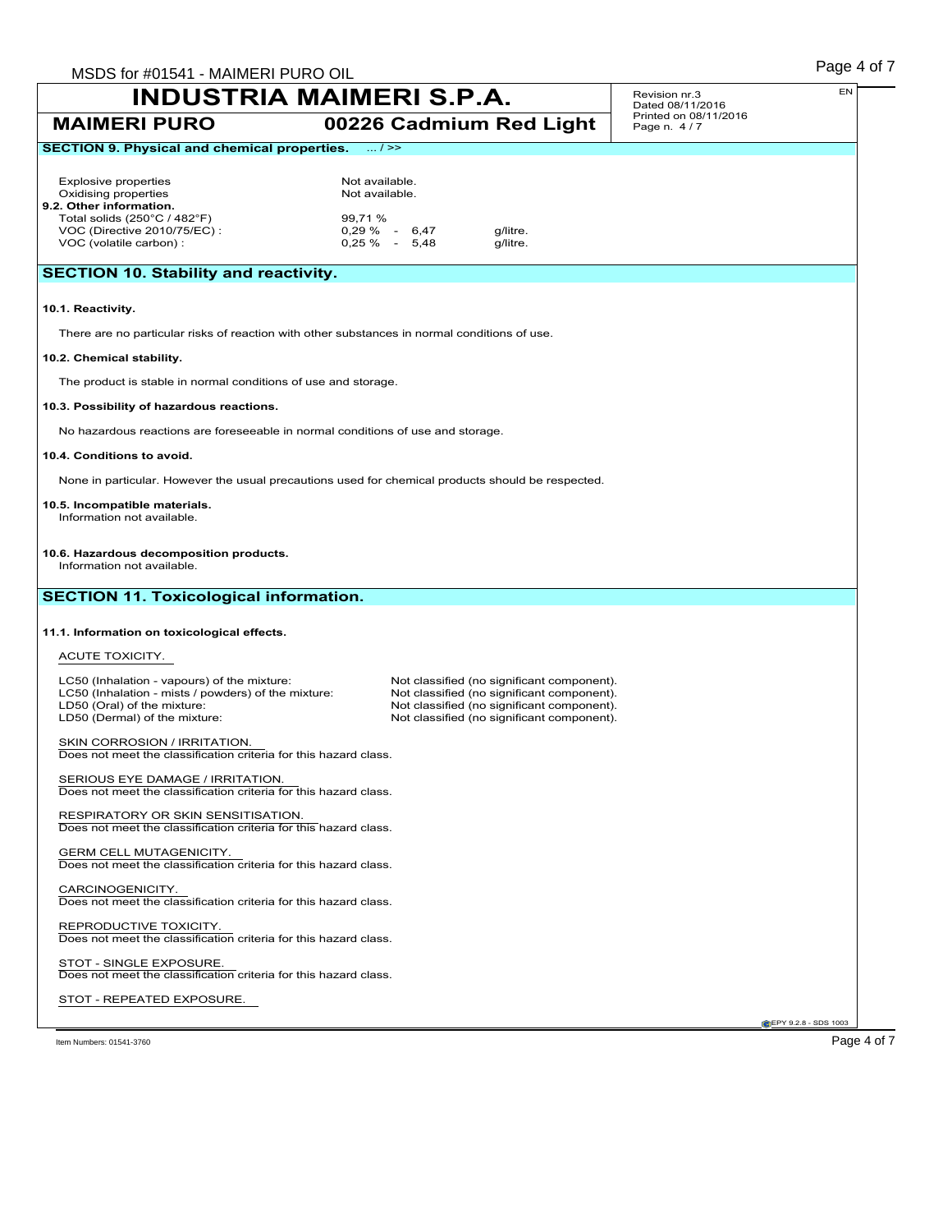## SECTION 9. Physical and chemical properties. ... / >>

| | | |
|---|---|---|
| Explosive properties | Not available. | |
| Oxidising properties | Not available. | |

**9.2. Other information.**

| | | |
|---|---|---|
| Total solids (250°C / 482°F) | 99,71 % | |
| VOC (Directive 2010/75/EC) : | 0,29 % - 6,47 | g/litre. |
| VOC (volatile carbon) : | 0,25 % - 5,48 | g/litre. |

## SECTION 10. Stability and reactivity.

**10.1. Reactivity.**

There are no particular risks of reaction with other substances in normal conditions of use.

**10.2. Chemical stability.**

The product is stable in normal conditions of use and storage.

**10.3. Possibility of hazardous reactions.**

No hazardous reactions are foreseeable in normal conditions of use and storage.

**10.4. Conditions to avoid.**

None in particular. However the usual precautions used for chemical products should be respected.

**10.5. Incompatible materials.**

Information not available.

**10.6. Hazardous decomposition products.**

Information not available.

## SECTION 11. Toxicological information.

**11.1. Information on toxicological effects.**

ACUTE TOXICITY.

| | |
|---|---|
| LC50 (Inhalation - vapours) of the mixture: | Not classified (no significant component). |
| LC50 (Inhalation - mists / powders) of the mixture: | Not classified (no significant component). |
| LD50 (Oral) of the mixture: | Not classified (no significant component). |
| LD50 (Dermal) of the mixture: | Not classified (no significant component). |

SKIN CORROSION / IRRITATION.
Does not meet the classification criteria for this hazard class.

SERIOUS EYE DAMAGE / IRRITATION.
Does not meet the classification criteria for this hazard class.

RESPIRATORY OR SKIN SENSITISATION.
Does not meet the classification criteria for this hazard class.

GERM CELL MUTAGENICITY.
Does not meet the classification criteria for this hazard class.

CARCINOGENICITY.
Does not meet the classification criteria for this hazard class.

REPRODUCTIVE TOXICITY.
Does not meet the classification criteria for this hazard class.

STOT - SINGLE EXPOSURE.
Does not meet the classification criteria for this hazard class.

STOT - REPEATED EXPOSURE.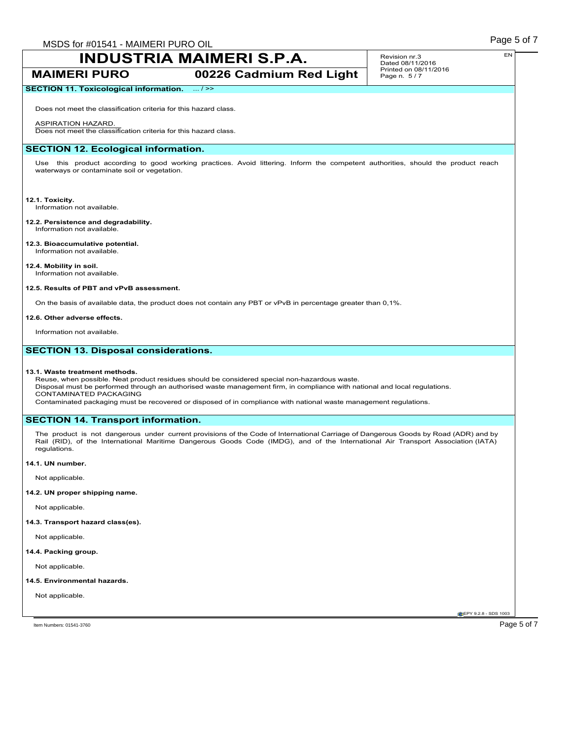## SECTION 11. Toxicological information. ... / >>

Does not meet the classification criteria for this hazard class.

ASPIRATION HAZARD.
Does not meet the classification criteria for this hazard class.

## SECTION 12. Ecological information.

Use this product according to good working practices. Avoid littering. Inform the competent authorities, should the product reach waterways or contaminate soil or vegetation.

**12.1. Toxicity.**
Information not available.

**12.2. Persistence and degradability.**
Information not available.

**12.3. Bioaccumulative potential.**
Information not available.

**12.4. Mobility in soil.**
Information not available.

**12.5. Results of PBT and vPvB assessment.**

On the basis of available data, the product does not contain any PBT or vPvB in percentage greater than 0,1%.

**12.6. Other adverse effects.**

Information not available.

## SECTION 13. Disposal considerations.

**13.1. Waste treatment methods.**
Reuse, when possible. Neat product residues should be considered special non-hazardous waste.
Disposal must be performed through an authorised waste management firm, in compliance with national and local regulations.
CONTAMINATED PACKAGING
Contaminated packaging must be recovered or disposed of in compliance with national waste management regulations.

## SECTION 14. Transport information.

The product is not dangerous under current provisions of the Code of International Carriage of Dangerous Goods by Road (ADR) and by Rail (RID), of the International Maritime Dangerous Goods Code (IMDG), and of the International Air Transport Association (IATA) regulations.

**14.1. UN number.**

Not applicable.

**14.2. UN proper shipping name.**

Not applicable.

**14.3. Transport hazard class(es).**

Not applicable.

**14.4. Packing group.**

Not applicable.

**14.5. Environmental hazards.**

Not applicable.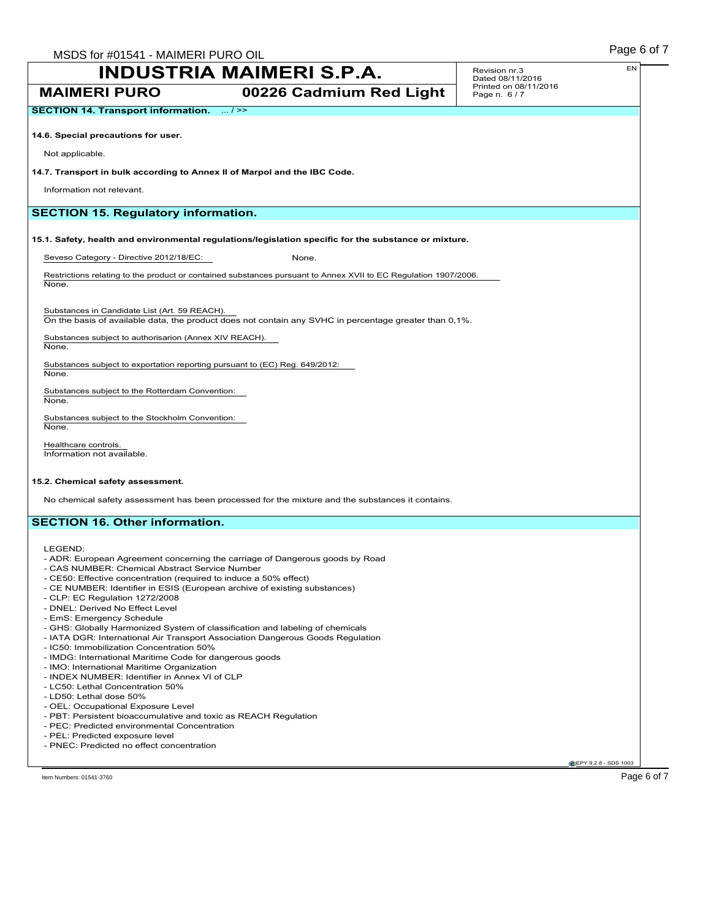## SECTION 14. Transport information. ... / >>

**14.6. Special precautions for user.**

Not applicable.

**14.7. Transport in bulk according to Annex II of Marpol and the IBC Code.**

Information not relevant.

## SECTION 15. Regulatory information.

**15.1. Safety, health and environmental regulations/legislation specific for the substance or mixture.**

Seveso Category - Directive 2012/18/EC: None.

Restrictions relating to the product or contained substances pursuant to Annex XVII to EC Regulation 1907/2006.
None.

Substances in Candidate List (Art. 59 REACH).
On the basis of available data, the product does not contain any SVHC in percentage greater than 0,1%.

Substances subject to authorisarion (Annex XIV REACH).
None.

Substances subject to exportation reporting pursuant to (EC) Reg. 649/2012:
None.

Substances subject to the Rotterdam Convention:
None.

Substances subject to the Stockholm Convention:
None.

Healthcare controls.
Information not available.

**15.2. Chemical safety assessment.**

No chemical safety assessment has been processed for the mixture and the substances it contains.

## SECTION 16. Other information.

LEGEND:

- ADR: European Agreement concerning the carriage of Dangerous goods by Road
- CAS NUMBER: Chemical Abstract Service Number
- CE50: Effective concentration (required to induce a 50% effect)
- CE NUMBER: Identifier in ESIS (European archive of existing substances)
- CLP: EC Regulation 1272/2008
- DNEL: Derived No Effect Level
- EmS: Emergency Schedule
- GHS: Globally Harmonized System of classification and labeling of chemicals
- IATA DGR: International Air Transport Association Dangerous Goods Regulation
- IC50: Immobilization Concentration 50%
- IMDG: International Maritime Code for dangerous goods
- IMO: International Maritime Organization
- INDEX NUMBER: Identifier in Annex VI of CLP
- LC50: Lethal Concentration 50%
- LD50: Lethal dose 50%
- OEL: Occupational Exposure Level
- PBT: Persistent bioaccumulative and toxic as REACH Regulation
- PEC: Predicted environmental Concentration
- PEL: Predicted exposure level
- PNEC: Predicted no effect concentration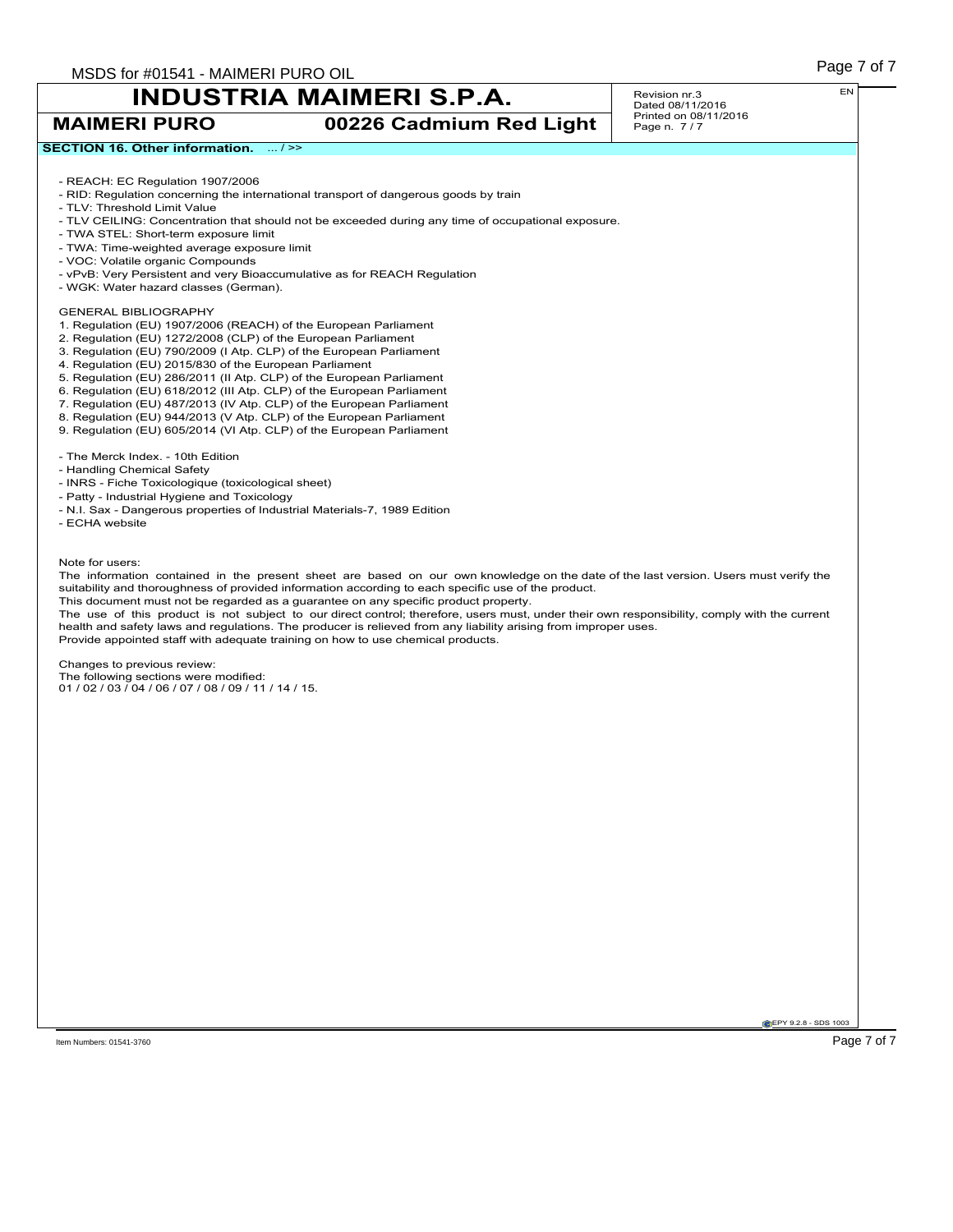## SECTION 16. Other information. ... / >>

- REACH: EC Regulation 1907/2006
- RID: Regulation concerning the international transport of dangerous goods by train
- TLV: Threshold Limit Value
- TLV CEILING: Concentration that should not be exceeded during any time of occupational exposure.
- TWA STEL: Short-term exposure limit
- TWA: Time-weighted average exposure limit
- VOC: Volatile organic Compounds
- vPvB: Very Persistent and very Bioaccumulative as for REACH Regulation
- WGK: Water hazard classes (German).

GENERAL BIBLIOGRAPHY

1. Regulation (EU) 1907/2006 (REACH) of the European Parliament
2. Regulation (EU) 1272/2008 (CLP) of the European Parliament
3. Regulation (EU) 790/2009 (I Atp. CLP) of the European Parliament
4. Regulation (EU) 2015/830 of the European Parliament
5. Regulation (EU) 286/2011 (II Atp. CLP) of the European Parliament
6. Regulation (EU) 618/2012 (III Atp. CLP) of the European Parliament
7. Regulation (EU) 487/2013 (IV Atp. CLP) of the European Parliament
8. Regulation (EU) 944/2013 (V Atp. CLP) of the European Parliament
9. Regulation (EU) 605/2014 (VI Atp. CLP) of the European Parliament

- The Merck Index. - 10th Edition
- Handling Chemical Safety
- INRS - Fiche Toxicologique (toxicological sheet)
- Patty - Industrial Hygiene and Toxicology
- N.I. Sax - Dangerous properties of Industrial Materials-7, 1989 Edition
- ECHA website

Note for users:
The information contained in the present sheet are based on our own knowledge on the date of the last version. Users must verify the suitability and thoroughness of provided information according to each specific use of the product.
This document must not be regarded as a guarantee on any specific product property.
The use of this product is not subject to our direct control; therefore, users must, under their own responsibility, comply with the current health and safety laws and regulations. The producer is relieved from any liability arising from improper uses.
Provide appointed staff with adequate training on how to use chemical products.

Changes to previous review:
The following sections were modified:
01 / 02 / 03 / 04 / 06 / 07 / 08 / 09 / 11 / 14 / 15.